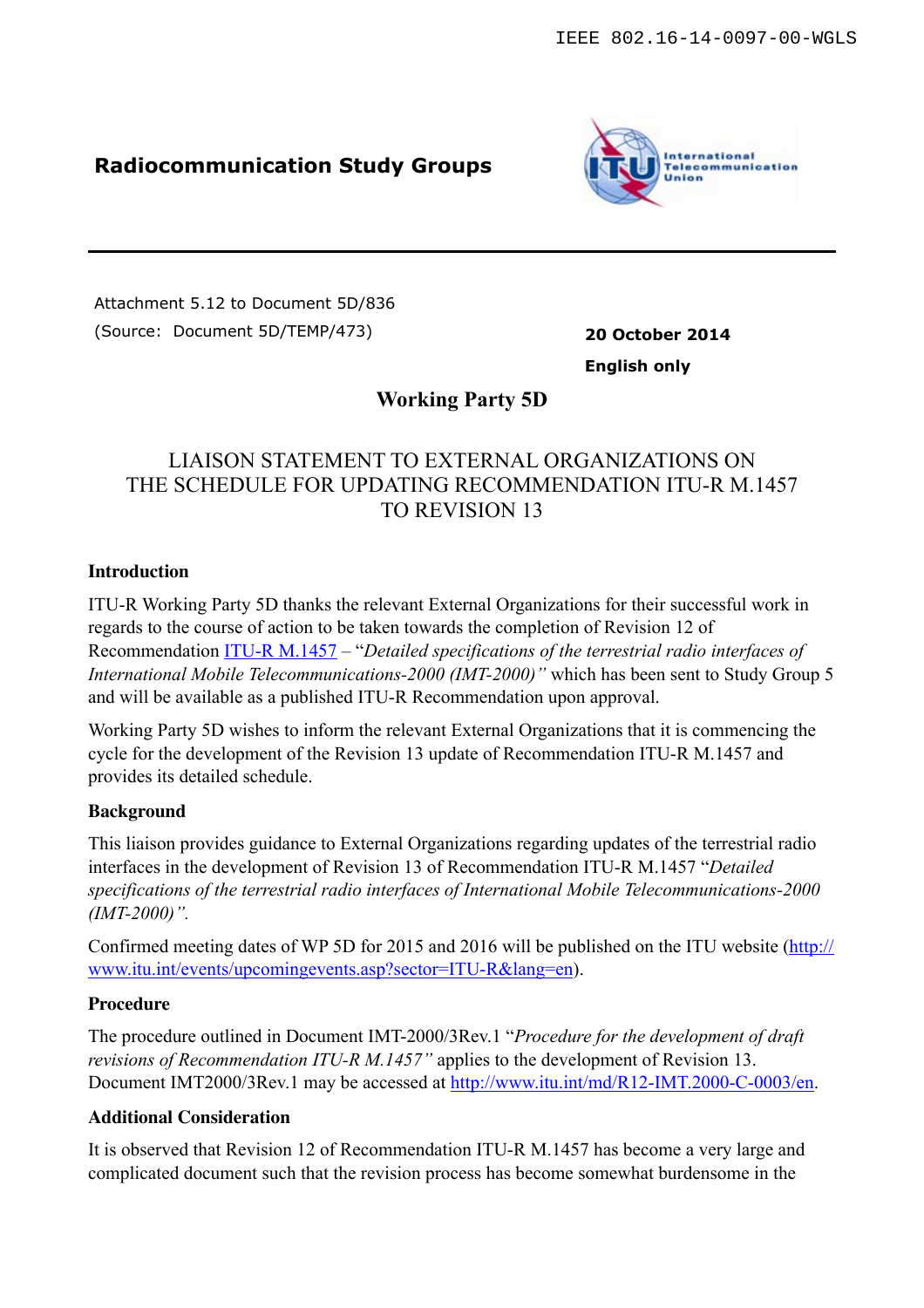IEEE 802.16-14-0097-00-WGLS

**Radiocommunication Study Groups**

Attachment 5.12 to Document 5D/836
(Source: Document 5D/TEMP/473)

**20 October 2014**

**English only**

## Working Party 5D

## LIAISON STATEMENT TO EXTERNAL ORGANIZATIONS ON THE SCHEDULE FOR UPDATING RECOMMENDATION ITU-R M.1457 TO REVISION 13

### Introduction

ITU-R Working Party 5D thanks the relevant External Organizations for their successful work in regards to the course of action to be taken towards the completion of Revision 12 of Recommendation ITU-R M.1457 – "*Detailed specifications of the terrestrial radio interfaces of International Mobile Telecommunications-2000 (IMT-2000)"* which has been sent to Study Group 5 and will be available as a published ITU-R Recommendation upon approval.

Working Party 5D wishes to inform the relevant External Organizations that it is commencing the cycle for the development of the Revision 13 update of Recommendation ITU-R M.1457 and provides its detailed schedule.

### Background

This liaison provides guidance to External Organizations regarding updates of the terrestrial radio interfaces in the development of Revision 13 of Recommendation ITU-R M.1457 "*Detailed specifications of the terrestrial radio interfaces of International Mobile Telecommunications-2000 (IMT-2000)".*

Confirmed meeting dates of WP 5D for 2015 and 2016 will be published on the ITU website (http://www.itu.int/events/upcomingevents.asp?sector=ITU-R&lang=en).

### Procedure

The procedure outlined in Document IMT-2000/3Rev.1 "*Procedure for the development of draft revisions of Recommendation ITU-R M.1457"* applies to the development of Revision 13. Document IMT2000/3Rev.1 may be accessed at http://www.itu.int/md/R12-IMT.2000-C-0003/en.

### Additional Consideration

It is observed that Revision 12 of Recommendation ITU-R M.1457 has become a very large and complicated document such that the revision process has become somewhat burdensome in the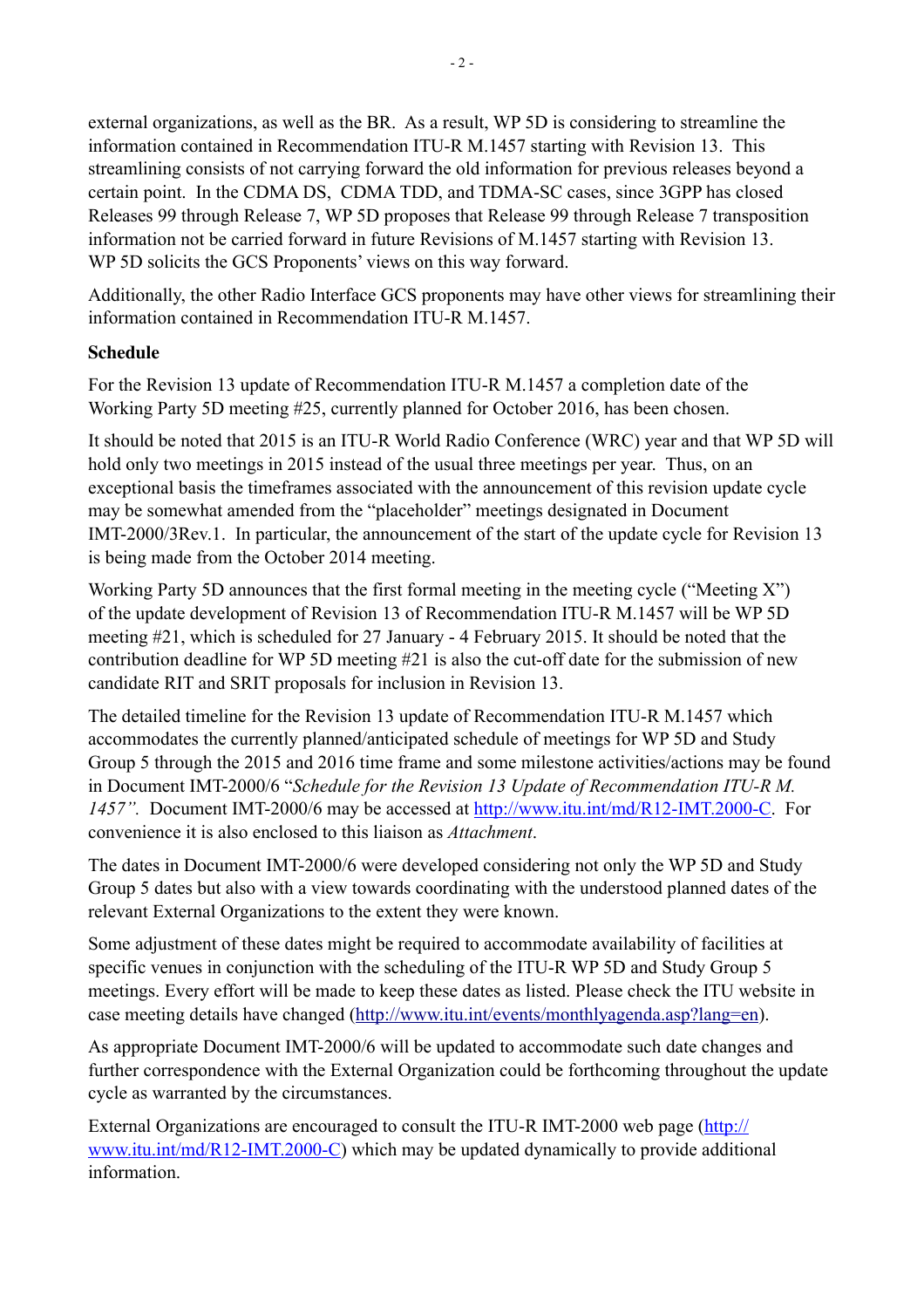external organizations, as well as the BR. As a result, WP 5D is considering to streamline the information contained in Recommendation ITU-R M.1457 starting with Revision 13. This streamlining consists of not carrying forward the old information for previous releases beyond a certain point. In the CDMA DS, CDMA TDD, and TDMA-SC cases, since 3GPP has closed Releases 99 through Release 7, WP 5D proposes that Release 99 through Release 7 transposition information not be carried forward in future Revisions of M.1457 starting with Revision 13. WP 5D solicits the GCS Proponents' views on this way forward.

Additionally, the other Radio Interface GCS proponents may have other views for streamlining their information contained in Recommendation ITU-R M.1457.

**Schedule**

For the Revision 13 update of Recommendation ITU-R M.1457 a completion date of the Working Party 5D meeting #25, currently planned for October 2016, has been chosen.

It should be noted that 2015 is an ITU-R World Radio Conference (WRC) year and that WP 5D will hold only two meetings in 2015 instead of the usual three meetings per year. Thus, on an exceptional basis the timeframes associated with the announcement of this revision update cycle may be somewhat amended from the "placeholder" meetings designated in Document IMT-2000/3Rev.1. In particular, the announcement of the start of the update cycle for Revision 13 is being made from the October 2014 meeting.

Working Party 5D announces that the first formal meeting in the meeting cycle ("Meeting X") of the update development of Revision 13 of Recommendation ITU-R M.1457 will be WP 5D meeting #21, which is scheduled for 27 January - 4 February 2015. It should be noted that the contribution deadline for WP 5D meeting #21 is also the cut-off date for the submission of new candidate RIT and SRIT proposals for inclusion in Revision 13.

The detailed timeline for the Revision 13 update of Recommendation ITU-R M.1457 which accommodates the currently planned/anticipated schedule of meetings for WP 5D and Study Group 5 through the 2015 and 2016 time frame and some milestone activities/actions may be found in Document IMT-2000/6 "*Schedule for the Revision 13 Update of Recommendation ITU-R M. 1457".* Document IMT-2000/6 may be accessed at [http://www.itu.int/md/R12-IMT.2000-C](http://www.itu.int/md/R12-IMT.2000-C). For convenience it is also enclosed to this liaison as *Attachment*.

The dates in Document IMT-2000/6 were developed considering not only the WP 5D and Study Group 5 dates but also with a view towards coordinating with the understood planned dates of the relevant External Organizations to the extent they were known.

Some adjustment of these dates might be required to accommodate availability of facilities at specific venues in conjunction with the scheduling of the ITU-R WP 5D and Study Group 5 meetings. Every effort will be made to keep these dates as listed. Please check the ITU website in case meeting details have changed ([http://www.itu.int/events/monthlyagenda.asp?lang=en](http://www.itu.int/events/monthlyagenda.asp?lang=en)).

As appropriate Document IMT-2000/6 will be updated to accommodate such date changes and further correspondence with the External Organization could be forthcoming throughout the update cycle as warranted by the circumstances.

External Organizations are encouraged to consult the ITU-R IMT-2000 web page ([http://www.itu.int/md/R12-IMT.2000-C](http://www.itu.int/md/R12-IMT.2000-C)) which may be updated dynamically to provide additional information.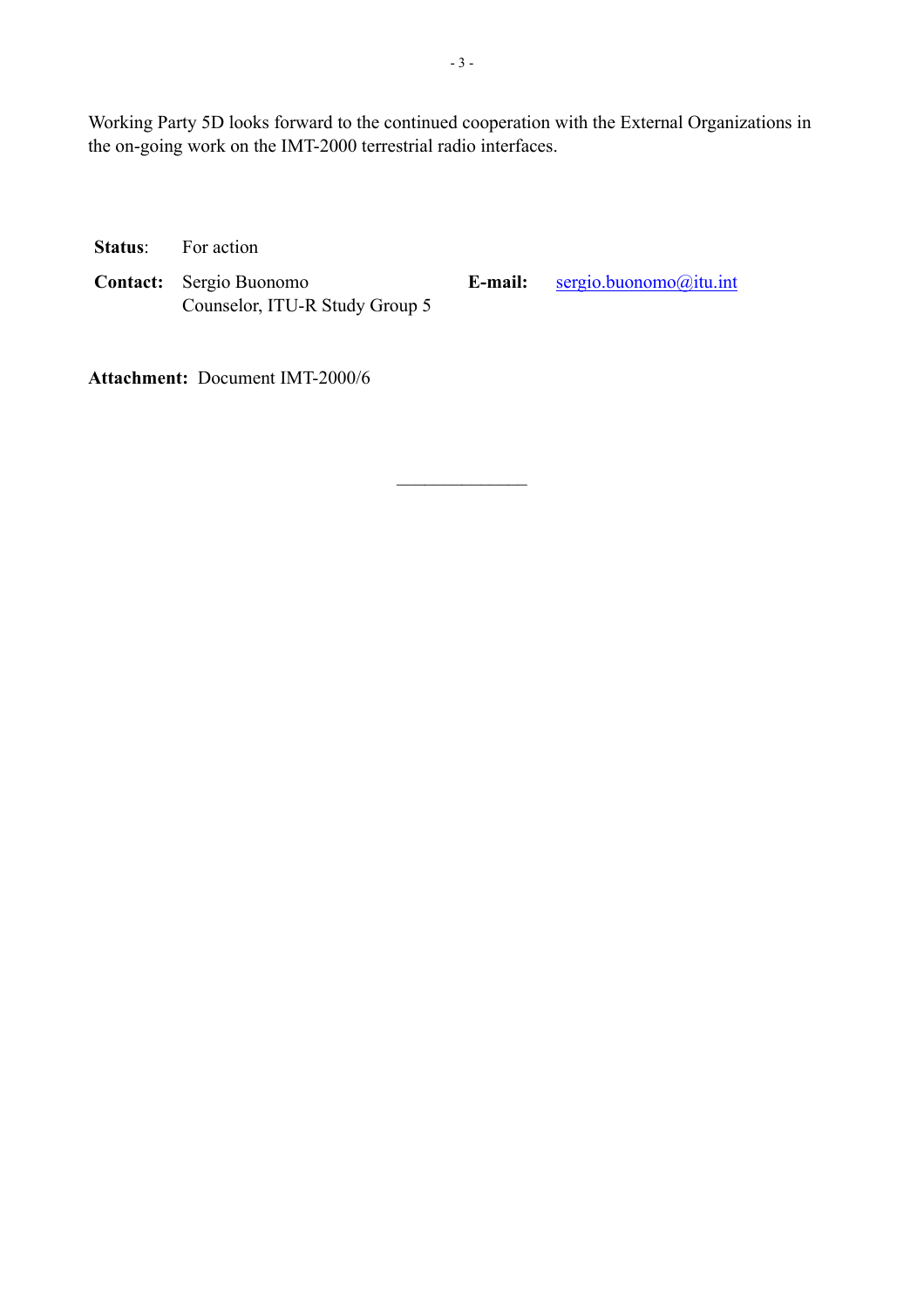Working Party 5D looks forward to the continued cooperation with the External Organizations in the on-going work on the IMT-2000 terrestrial radio interfaces.

**Status**: For action

**Contact:** Sergio Buonomo
Counselor, ITU-R Study Group 5

**E-mail:** sergio.buonomo@itu.int

**Attachment:** Document IMT-2000/6

______________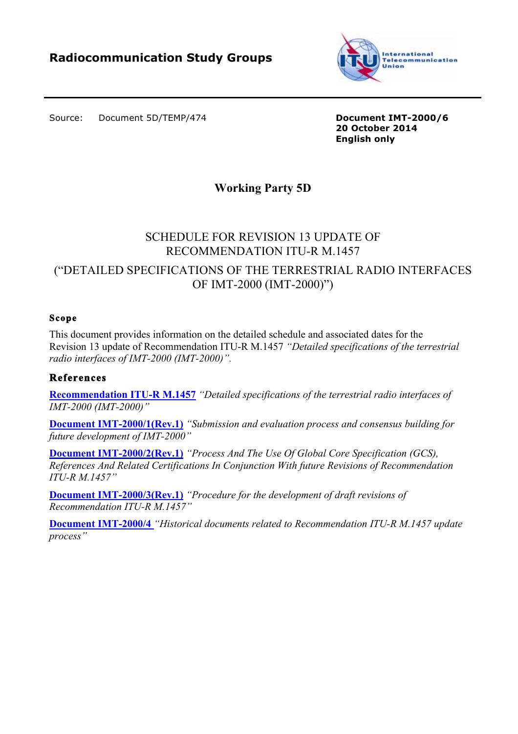**Radiocommunication Study Groups**

Source: Document 5D/TEMP/474

**Document IMT-2000/6**
**20 October 2014**
**English only**

## Working Party 5D

# SCHEDULE FOR REVISION 13 UPDATE OF RECOMMENDATION ITU-R M.1457

# ("DETAILED SPECIFICATIONS OF THE TERRESTRIAL RADIO INTERFACES OF IMT-2000 (IMT-2000)")

### Scope

This document provides information on the detailed schedule and associated dates for the Revision 13 update of Recommendation ITU-R M.1457 *"Detailed specifications of the terrestrial radio interfaces of IMT-2000 (IMT-2000)".*

### References

**Recommendation ITU-R M.1457** *"Detailed specifications of the terrestrial radio interfaces of IMT-2000 (IMT-2000)"*

**Document IMT-2000/1(Rev.1)** *"Submission and evaluation process and consensus building for future development of IMT-2000"*

**Document IMT-2000/2(Rev.1)** *"Process And The Use Of Global Core Specification (GCS), References And Related Certifications In Conjunction With future Revisions of Recommendation ITU-R M.1457"*

**Document IMT-2000/3(Rev.1)** *"Procedure for the development of draft revisions of Recommendation ITU-R M.1457"*

**Document IMT-2000/4** *"Historical documents related to Recommendation ITU-R M.1457 update process"*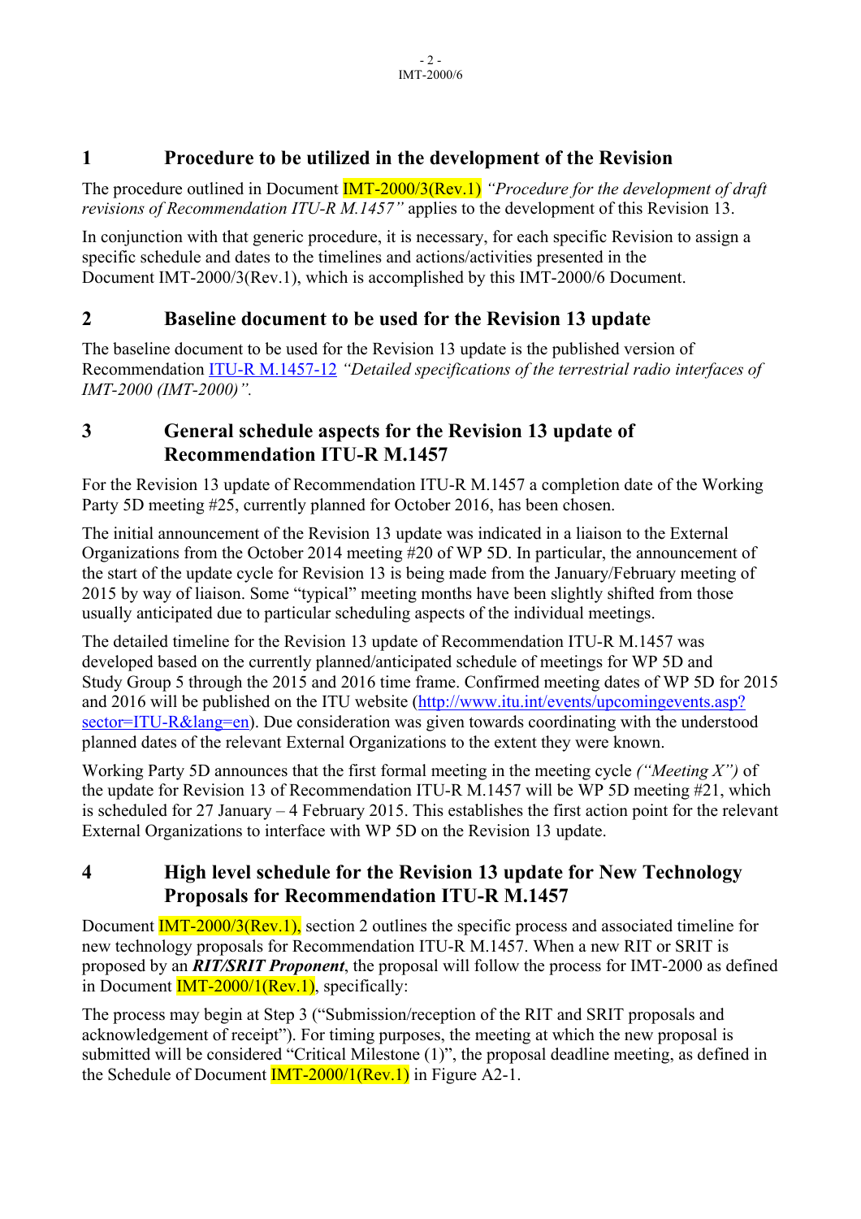## 1 Procedure to be utilized in the development of the Revision

The procedure outlined in Document IMT-2000/3(Rev.1) *"Procedure for the development of draft revisions of Recommendation ITU-R M.1457"* applies to the development of this Revision 13.

In conjunction with that generic procedure, it is necessary, for each specific Revision to assign a specific schedule and dates to the timelines and actions/activities presented in the Document IMT-2000/3(Rev.1), which is accomplished by this IMT-2000/6 Document.

## 2 Baseline document to be used for the Revision 13 update

The baseline document to be used for the Revision 13 update is the published version of Recommendation [ITU-R M.1457-12](ITU-R M.1457-12) *"Detailed specifications of the terrestrial radio interfaces of IMT-2000 (IMT-2000)".*

## 3 General schedule aspects for the Revision 13 update of Recommendation ITU-R M.1457

For the Revision 13 update of Recommendation ITU-R M.1457 a completion date of the Working Party 5D meeting #25, currently planned for October 2016, has been chosen.

The initial announcement of the Revision 13 update was indicated in a liaison to the External Organizations from the October 2014 meeting #20 of WP 5D. In particular, the announcement of the start of the update cycle for Revision 13 is being made from the January/February meeting of 2015 by way of liaison. Some "typical" meeting months have been slightly shifted from those usually anticipated due to particular scheduling aspects of the individual meetings.

The detailed timeline for the Revision 13 update of Recommendation ITU-R M.1457 was developed based on the currently planned/anticipated schedule of meetings for WP 5D and Study Group 5 through the 2015 and 2016 time frame. Confirmed meeting dates of WP 5D for 2015 and 2016 will be published on the ITU website (http://www.itu.int/events/upcomingevents.asp?sector=ITU-R&lang=en). Due consideration was given towards coordinating with the understood planned dates of the relevant External Organizations to the extent they were known.

Working Party 5D announces that the first formal meeting in the meeting cycle *("Meeting X")* of the update for Revision 13 of Recommendation ITU-R M.1457 will be WP 5D meeting #21, which is scheduled for 27 January – 4 February 2015. This establishes the first action point for the relevant External Organizations to interface with WP 5D on the Revision 13 update.

## 4 High level schedule for the Revision 13 update for New Technology Proposals for Recommendation ITU-R M.1457

Document IMT-2000/3(Rev.1), section 2 outlines the specific process and associated timeline for new technology proposals for Recommendation ITU-R M.1457. When a new RIT or SRIT is proposed by an ***RIT/SRIT Proponent***, the proposal will follow the process for IMT-2000 as defined in Document IMT-2000/1(Rev.1), specifically:

The process may begin at Step 3 ("Submission/reception of the RIT and SRIT proposals and acknowledgement of receipt"). For timing purposes, the meeting at which the new proposal is submitted will be considered "Critical Milestone (1)", the proposal deadline meeting, as defined in the Schedule of Document IMT-2000/1(Rev.1) in Figure A2-1.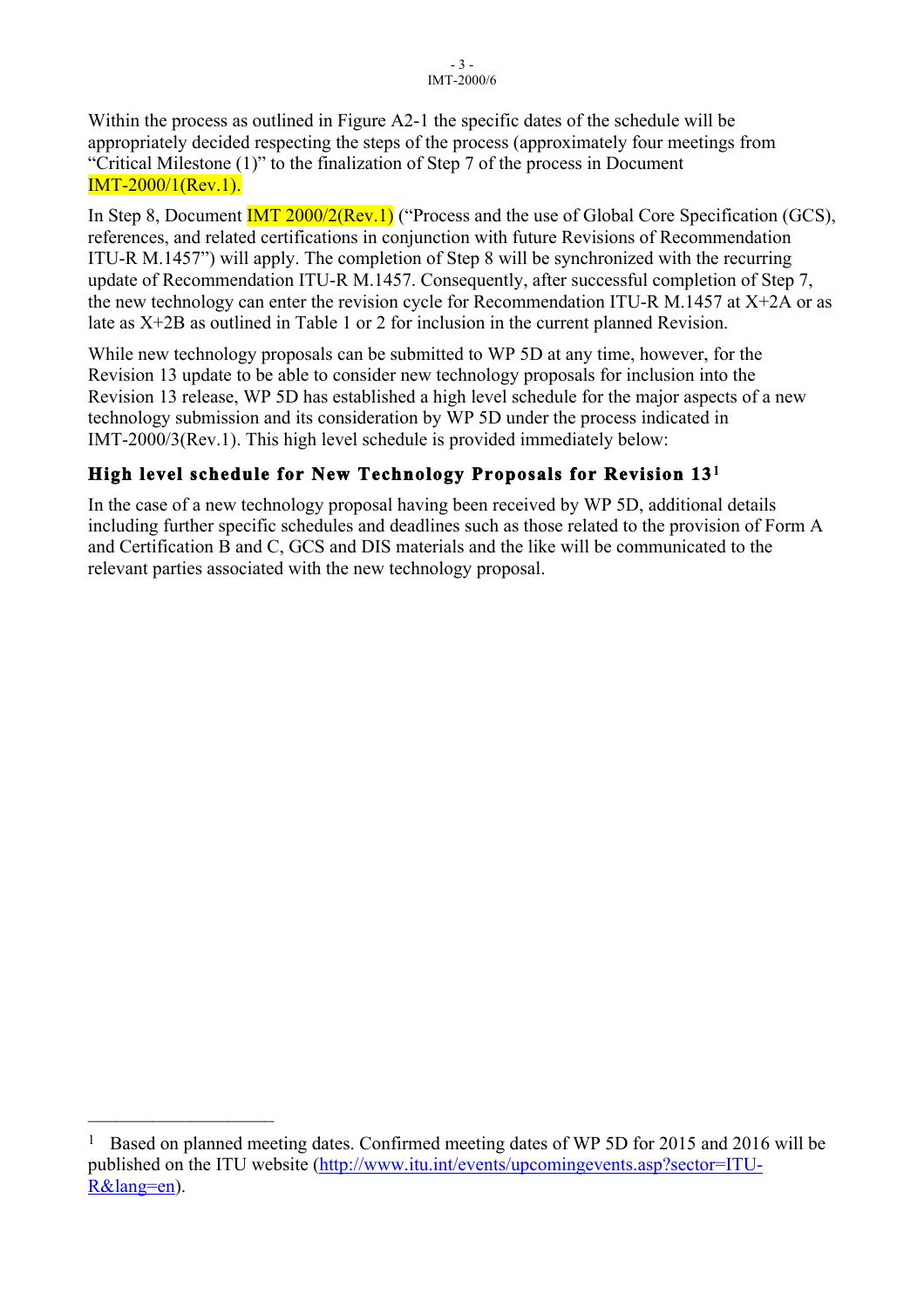Within the process as outlined in Figure A2-1 the specific dates of the schedule will be appropriately decided respecting the steps of the process (approximately four meetings from "Critical Milestone (1)" to the finalization of Step 7 of the process in Document IMT-2000/1(Rev.1).

In Step 8, Document IMT 2000/2(Rev.1) ("Process and the use of Global Core Specification (GCS), references, and related certifications in conjunction with future Revisions of Recommendation ITU-R M.1457") will apply. The completion of Step 8 will be synchronized with the recurring update of Recommendation ITU-R M.1457. Consequently, after successful completion of Step 7, the new technology can enter the revision cycle for Recommendation ITU-R M.1457 at X+2A or as late as X+2B as outlined in Table 1 or 2 for inclusion in the current planned Revision.

While new technology proposals can be submitted to WP 5D at any time, however, for the Revision 13 update to be able to consider new technology proposals for inclusion into the Revision 13 release, WP 5D has established a high level schedule for the major aspects of a new technology submission and its consideration by WP 5D under the process indicated in IMT-2000/3(Rev.1). This high level schedule is provided immediately below:

### High level schedule for New Technology Proposals for Revision 13[1]

In the case of a new technology proposal having been received by WP 5D, additional details including further specific schedules and deadlines such as those related to the provision of Form A and Certification B and C, GCS and DIS materials and the like will be communicated to the relevant parties associated with the new technology proposal.

---

[1] Based on planned meeting dates. Confirmed meeting dates of WP 5D for 2015 and 2016 will be published on the ITU website (http://www.itu.int/events/upcomingevents.asp?sector=ITU-R&lang=en).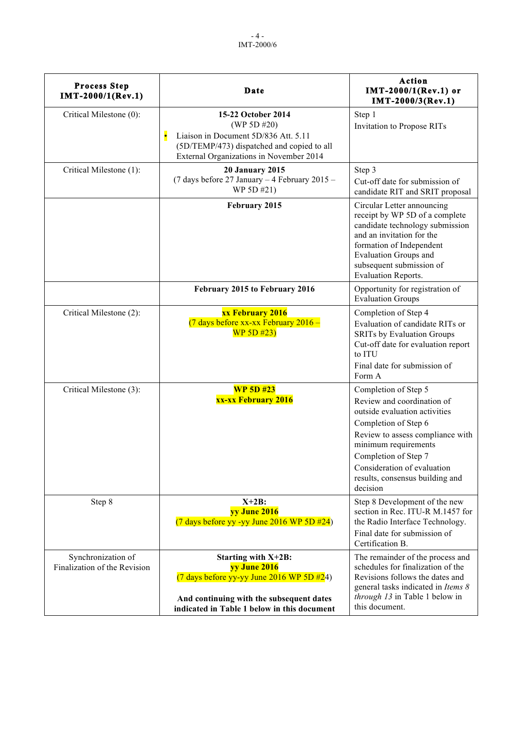| **Process Step IMT-2000/1(Rev.1)** | **Date** | **Action IMT-2000/1(Rev.1) or IMT-2000/3(Rev.1)** |
|---|---|---|
| Critical Milestone (0): | **15-22 October 2014** (WP 5D #20) • Liaison in Document 5D/836 Att. 5.11 (5D/TEMP/473) dispatched and copied to all External Organizations in November 2014 | Step 1 Invitation to Propose RITs |
| Critical Milestone (1): | **20 January 2015** (7 days before 27 January – 4 February 2015 – WP 5D #21) | Step 3 Cut-off date for submission of candidate RIT and SRIT proposal |
| | **February 2015** | Circular Letter announcing receipt by WP 5D of a complete candidate technology submission and an invitation for the formation of Independent Evaluation Groups and subsequent submission of Evaluation Reports. |
| | **February 2015 to February 2016** | Opportunity for registration of Evaluation Groups |
| Critical Milestone (2): | **xx February 2016** (7 days before xx-xx February 2016 – WP 5D #23) | Completion of Step 4 Evaluation of candidate RITs or SRITs by Evaluation Groups Cut-off date for evaluation report to ITU Final date for submission of Form A |
| Critical Milestone (3): | **WP 5D #23** **xx-xx February 2016** | Completion of Step 5 Review and coordination of outside evaluation activities Completion of Step 6 Review to assess compliance with minimum requirements Completion of Step 7 Consideration of evaluation results, consensus building and decision |
| Step 8 | **X+2B:** **yy June 2016** (7 days before yy -yy June 2016 WP 5D #24) | Step 8 Development of the new section in Rec. ITU-R M.1457 for the Radio Interface Technology. Final date for submission of Certification B. |
| Synchronization of Finalization of the Revision | **Starting with X+2B:** **yy June 2016** (7 days before yy-yy June 2016 WP 5D #24) **And continuing with the subsequent dates indicated in Table 1 below in this document** | The remainder of the process and schedules for finalization of the Revisions follows the dates and general tasks indicated in *Items 8 through 13* in Table 1 below in this document. |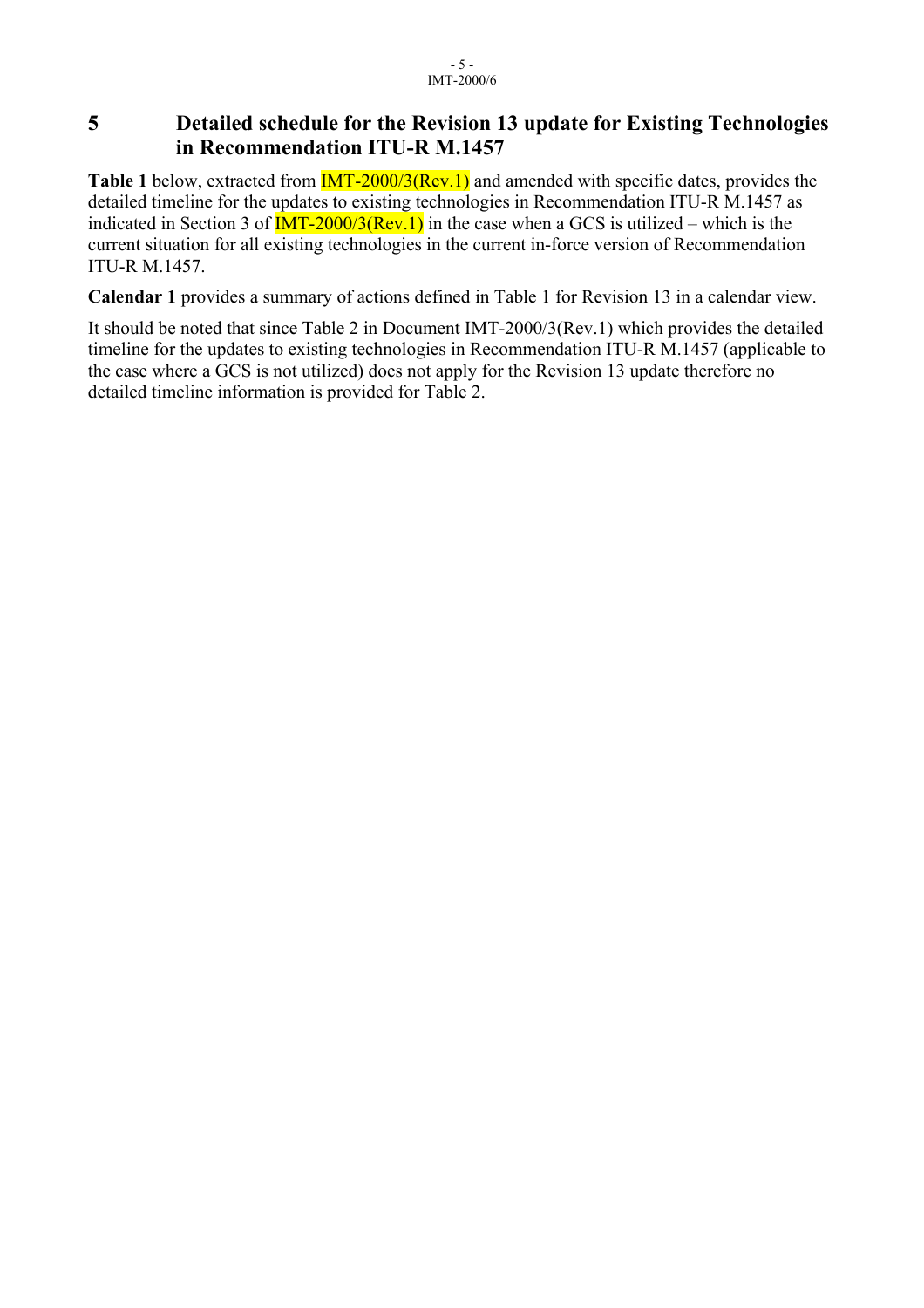## 5 Detailed schedule for the Revision 13 update for Existing Technologies in Recommendation ITU-R M.1457

**Table 1** below, extracted from IMT-2000/3(Rev.1) and amended with specific dates, provides the detailed timeline for the updates to existing technologies in Recommendation ITU-R M.1457 as indicated in Section 3 of IMT-2000/3(Rev.1) in the case when a GCS is utilized – which is the current situation for all existing technologies in the current in-force version of Recommendation ITU-R M.1457.

**Calendar 1** provides a summary of actions defined in Table 1 for Revision 13 in a calendar view.

It should be noted that since Table 2 in Document IMT-2000/3(Rev.1) which provides the detailed timeline for the updates to existing technologies in Recommendation ITU-R M.1457 (applicable to the case where a GCS is not utilized) does not apply for the Revision 13 update therefore no detailed timeline information is provided for Table 2.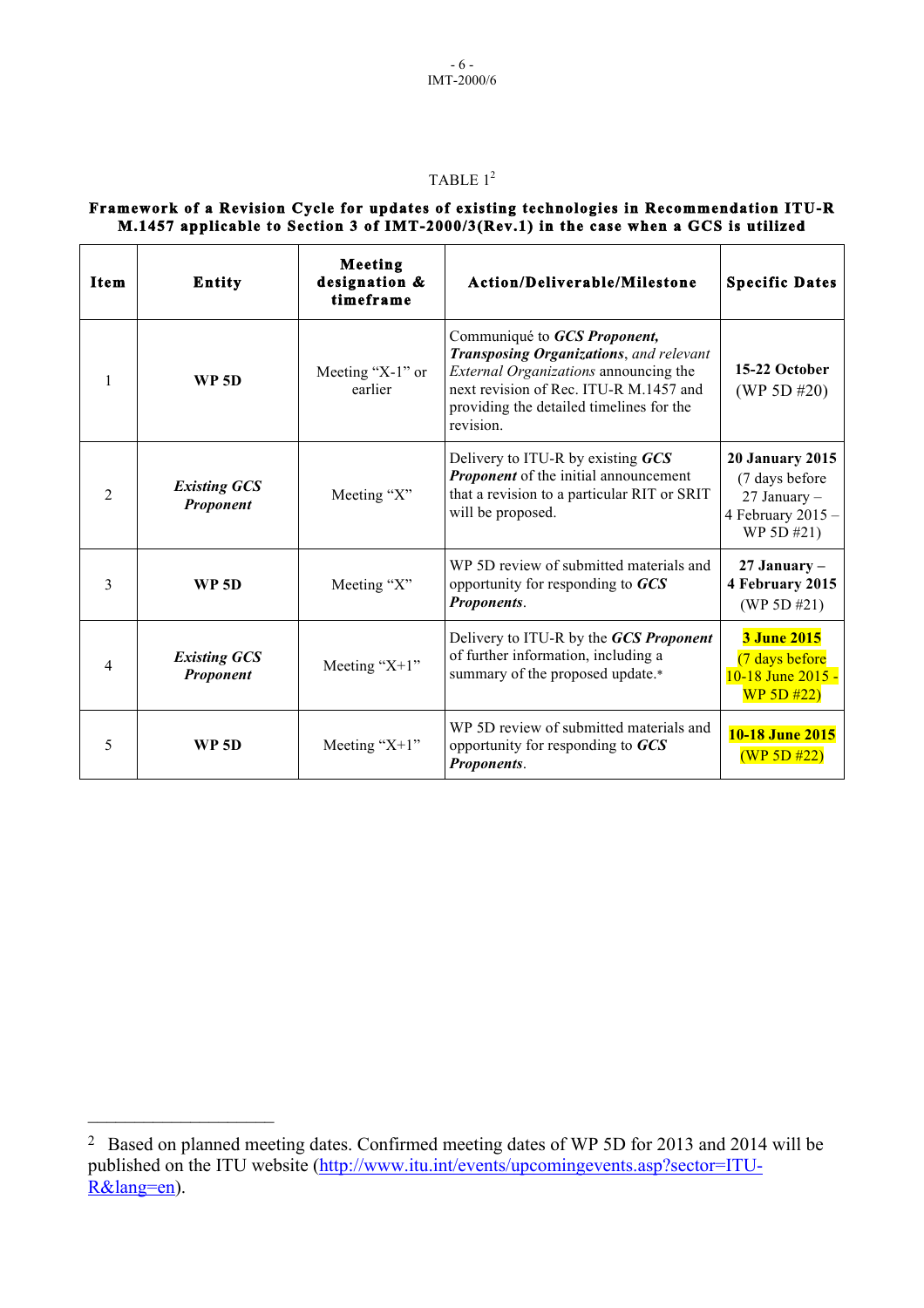TABLE 1[2]

**Framework of a Revision Cycle for updates of existing technologies in Recommendation ITU-R M.1457 applicable to Section 3 of IMT-2000/3(Rev.1) in the case when a GCS is utilized**

| Item | Entity | Meeting designation & timeframe | Action/Deliverable/Milestone | Specific Dates |
|---|---|---|---|---|
| 1 | **WP 5D** | Meeting "X-1" or earlier | Communiqué to ***GCS Proponent, Transposing Organizations***, *and relevant External Organizations* announcing the next revision of Rec. ITU-R M.1457 and providing the detailed timelines for the revision. | **15-22 October** (WP 5D #20) |
| 2 | ***Existing GCS Proponent*** | Meeting "X" | Delivery to ITU-R by existing ***GCS Proponent*** of the initial announcement that a revision to a particular RIT or SRIT will be proposed. | **20 January 2015** (7 days before 27 January – 4 February 2015 – WP 5D #21) |
| 3 | **WP 5D** | Meeting "X" | WP 5D review of submitted materials and opportunity for responding to ***GCS Proponents***. | **27 January – 4 February 2015** (WP 5D #21) |
| 4 | ***Existing GCS Proponent*** | Meeting "X+1" | Delivery to ITU-R by the ***GCS Proponent*** of further information, including a summary of the proposed update.* | **3 June 2015** (7 days before 10-18 June 2015 - WP 5D #22) |
| 5 | **WP 5D** | Meeting "X+1" | WP 5D review of submitted materials and opportunity for responding to ***GCS Proponents***. | **10-18 June 2015** (WP 5D #22) |

[2] Based on planned meeting dates. Confirmed meeting dates of WP 5D for 2013 and 2014 will be published on the ITU website (http://www.itu.int/events/upcomingevents.asp?sector=ITU-R&lang=en).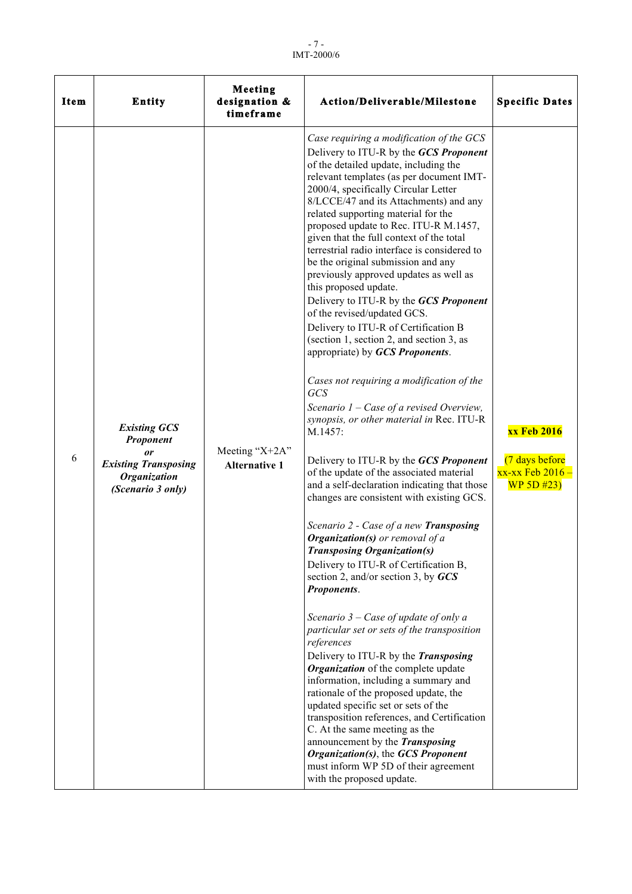| Item | Entity | Meeting designation & timeframe | Action/Deliverable/Milestone | Specific Dates |
|---|---|---|---|---|
| 6 | ***Existing GCS Proponent*** ***or*** ***Existing Transposing Organization*** ***(Scenario 3 only)*** | Meeting "X+2A" **Alternative 1** | *Case requiring a modification of the GCS*<br>Delivery to ITU-R by the ***GCS Proponent*** of the detailed update, including the relevant templates (as per document IMT-2000/4, specifically Circular Letter 8/LCCE/47 and its Attachments) and any related supporting material for the proposed update to Rec. ITU-R M.1457, given that the full context of the total terrestrial radio interface is considered to be the original submission and any previously approved updates as well as this proposed update.<br>Delivery to ITU-R by the ***GCS Proponent*** of the revised/updated GCS.<br>Delivery to ITU-R of Certification B (section 1, section 2, and section 3, as appropriate) by ***GCS Proponents***.<br><br>*Cases not requiring a modification of the GCS*<br>*Scenario 1 – Case of a revised Overview, synopsis, or other material in* Rec. ITU-R M.1457:<br><br>Delivery to ITU-R by the ***GCS Proponent*** of the update of the associated material and a self-declaration indicating that those changes are consistent with existing GCS.<br><br>*Scenario 2 - Case of a new* ***Transposing Organization(s)*** *or removal of a* ***Transposing Organization(s)***<br>Delivery to ITU-R of Certification B, section 2, and/or section 3, by ***GCS Proponents***.<br><br>*Scenario 3 – Case of update of only a particular set or sets of the transposition references*<br>Delivery to ITU-R by the ***Transposing Organization*** of the complete update information, including a summary and rationale of the proposed update, the updated specific set or sets of the transposition references, and Certification C. At the same meeting as the announcement by the ***Transposing Organization(s)***, the ***GCS Proponent*** must inform WP 5D of their agreement with the proposed update. | **xx Feb 2016**<br><br>(7 days before xx-xx Feb 2016 – WP 5D #23) |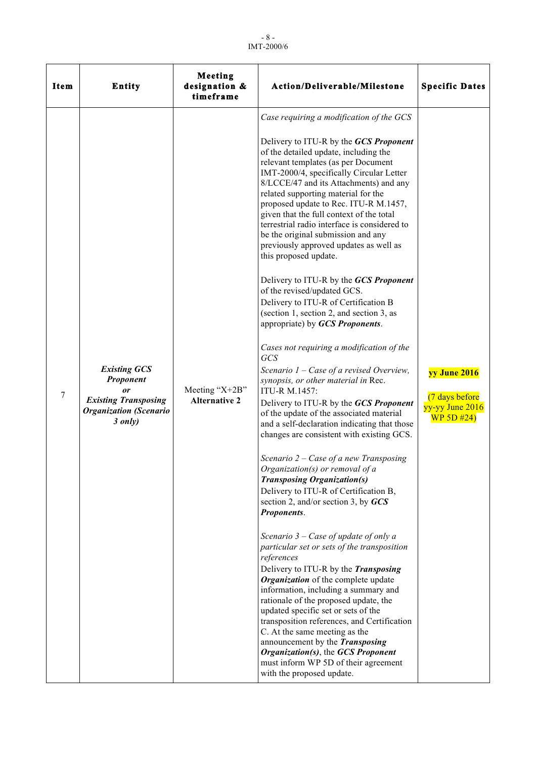| Item | Entity | Meeting designation & timeframe | Action/Deliverable/Milestone | Specific Dates |
|---|---|---|---|---|
| 7 | ***Existing GCS Proponent*** ***or*** ***Existing Transposing Organization (Scenario 3 only)*** | Meeting "X+2B" **Alternative 2** | *Case requiring a modification of the GCS*<br><br>Delivery to ITU-R by the ***GCS Proponent*** of the detailed update, including the relevant templates (as per Document IMT-2000/4, specifically Circular Letter 8/LCCE/47 and its Attachments) and any related supporting material for the proposed update to Rec. ITU-R M.1457, given that the full context of the total terrestrial radio interface is considered to be the original submission and any previously approved updates as well as this proposed update.<br><br>Delivery to ITU-R by the ***GCS Proponent*** of the revised/updated GCS.<br>Delivery to ITU-R of Certification B (section 1, section 2, and section 3, as appropriate) by ***GCS Proponents***.<br><br>*Cases not requiring a modification of the GCS*<br>*Scenario 1 – Case of a revised Overview, synopsis, or other material in* Rec. ITU-R M.1457:<br>Delivery to ITU-R by the ***GCS Proponent*** of the update of the associated material and a self-declaration indicating that those changes are consistent with existing GCS.<br><br>*Scenario 2 – Case of a new Transposing Organization(s) or removal of a* ***Transposing Organization(s)***<br>Delivery to ITU-R of Certification B, section 2, and/or section 3, by ***GCS Proponents***.<br><br>*Scenario 3 – Case of update of only a particular set or sets of the transposition references*<br>Delivery to ITU-R by the ***Transposing Organization*** of the complete update information, including a summary and rationale of the proposed update, the updated specific set or sets of the transposition references, and Certification C. At the same meeting as the announcement by the ***Transposing Organization(s)***, the ***GCS Proponent*** must inform WP 5D of their agreement with the proposed update. | **yy June 2016**<br><br>(7 days before yy-yy June 2016 WP 5D #24) |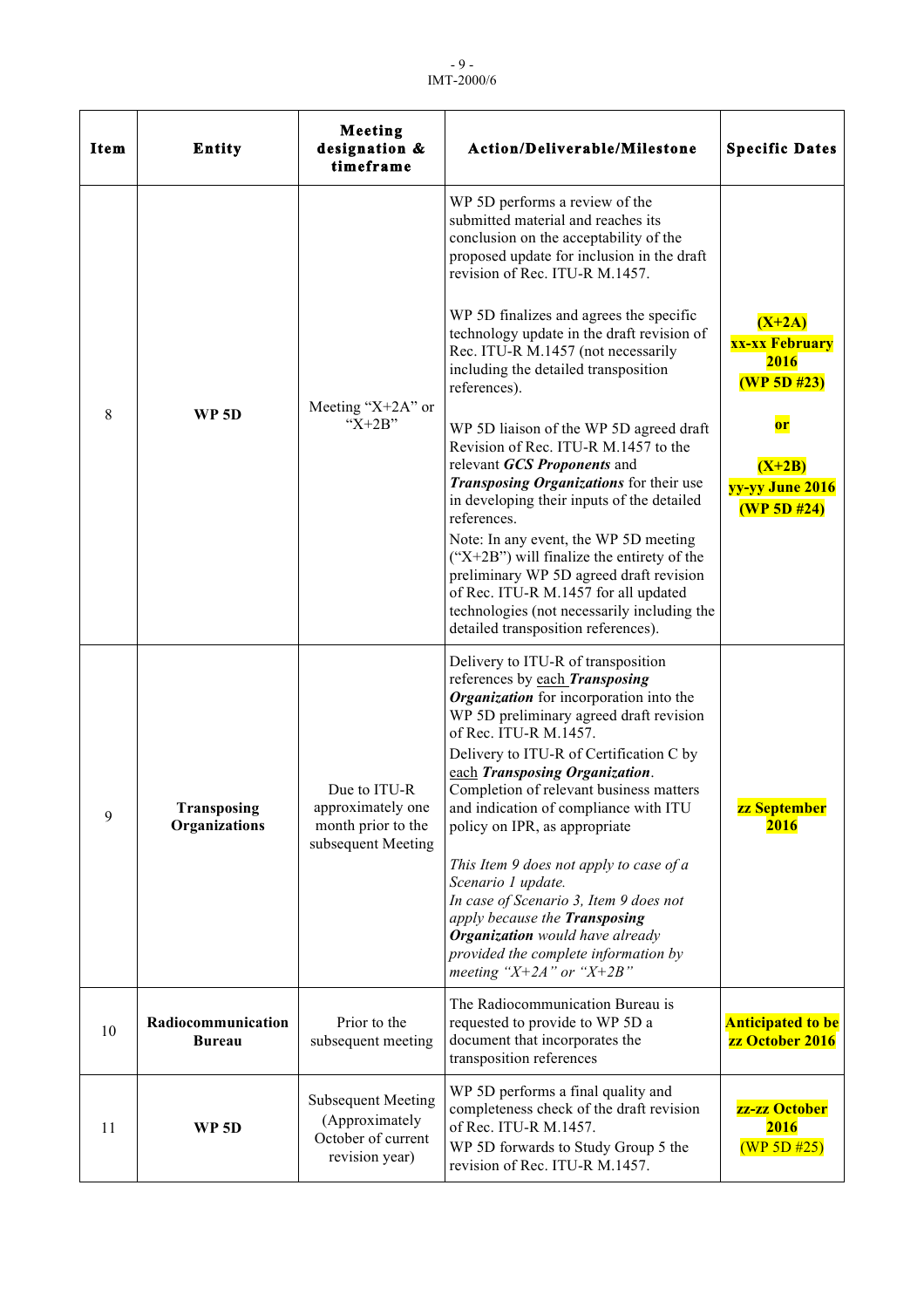| Item | Entity | Meeting designation & timeframe | Action/Deliverable/Milestone | Specific Dates |
|---|---|---|---|---|
| 8 | **WP 5D** | Meeting "X+2A" or "X+2B" | WP 5D performs a review of the submitted material and reaches its conclusion on the acceptability of the proposed update for inclusion in the draft revision of Rec. ITU-R M.1457.<br><br>WP 5D finalizes and agrees the specific technology update in the draft revision of Rec. ITU-R M.1457 (not necessarily including the detailed transposition references).<br><br>WP 5D liaison of the WP 5D agreed draft Revision of Rec. ITU-R M.1457 to the relevant ***GCS Proponents*** and ***Transposing Organizations*** for their use in developing their inputs of the detailed references.<br>Note: In any event, the WP 5D meeting ("X+2B") will finalize the entirety of the preliminary WP 5D agreed draft revision of Rec. ITU-R M.1457 for all updated technologies (not necessarily including the detailed transposition references). | **(X+2A)**<br>**xx-xx February 2016**<br>**(WP 5D #23)**<br><br>**or**<br><br>**(X+2B)**<br>**yy-yy June 2016**<br>**(WP 5D #24)** |
| 9 | **Transposing Organizations** | Due to ITU-R approximately one month prior to the subsequent Meeting | Delivery to ITU-R of transposition references by each ***Transposing Organization*** for incorporation into the WP 5D preliminary agreed draft revision of Rec. ITU-R M.1457.<br>Delivery to ITU-R of Certification C by each ***Transposing Organization***.<br>Completion of relevant business matters and indication of compliance with ITU policy on IPR, as appropriate<br><br>*This Item 9 does not apply to case of a Scenario 1 update.*<br>*In case of Scenario 3, Item 9 does not apply because the **Transposing Organization** would have already provided the complete information by meeting "X+2A" or "X+2B"* | **zz September 2016** |
| 10 | **Radiocommunication Bureau** | Prior to the subsequent meeting | The Radiocommunication Bureau is requested to provide to WP 5D a document that incorporates the transposition references | **Anticipated to be zz October 2016** |
| 11 | **WP 5D** | Subsequent Meeting (Approximately October of current revision year) | WP 5D performs a final quality and completeness check of the draft revision of Rec. ITU-R M.1457.<br>WP 5D forwards to Study Group 5 the revision of Rec. ITU-R M.1457. | **zz-zz October 2016**<br>(WP 5D #25) |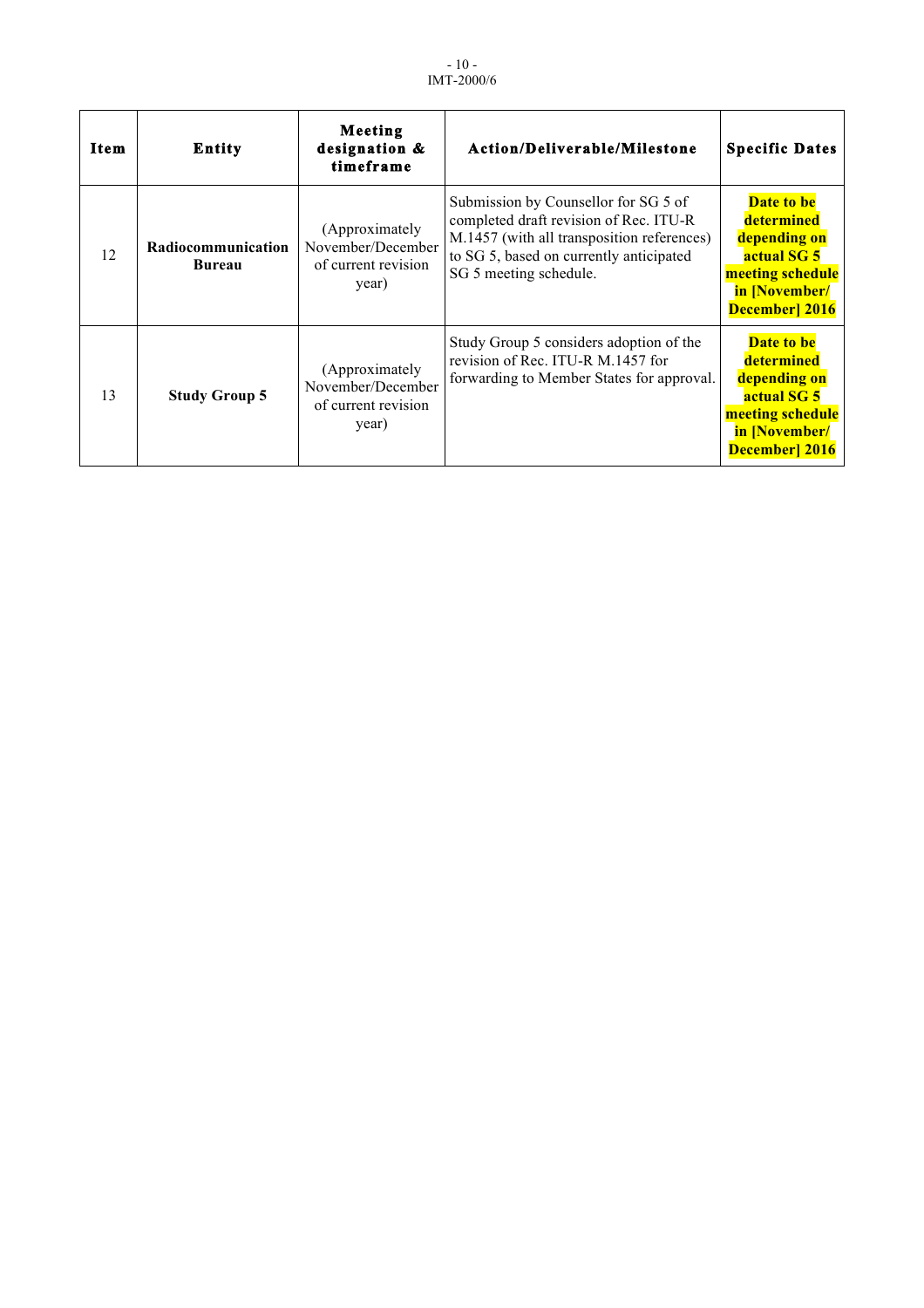| Item | Entity | Meeting designation & timeframe | Action/Deliverable/Milestone | Specific Dates |
|---|---|---|---|---|
| 12 | **Radiocommunication Bureau** | (Approximately November/December of current revision year) | Submission by Counsellor for SG 5 of completed draft revision of Rec. ITU-R M.1457 (with all transposition references) to SG 5, based on currently anticipated SG 5 meeting schedule. | **Date to be determined depending on actual SG 5 meeting schedule in [November/ December] 2016** |
| 13 | **Study Group 5** | (Approximately November/December of current revision year) | Study Group 5 considers adoption of the revision of Rec. ITU-R M.1457 for forwarding to Member States for approval. | **Date to be determined depending on actual SG 5 meeting schedule in [November/ December] 2016** |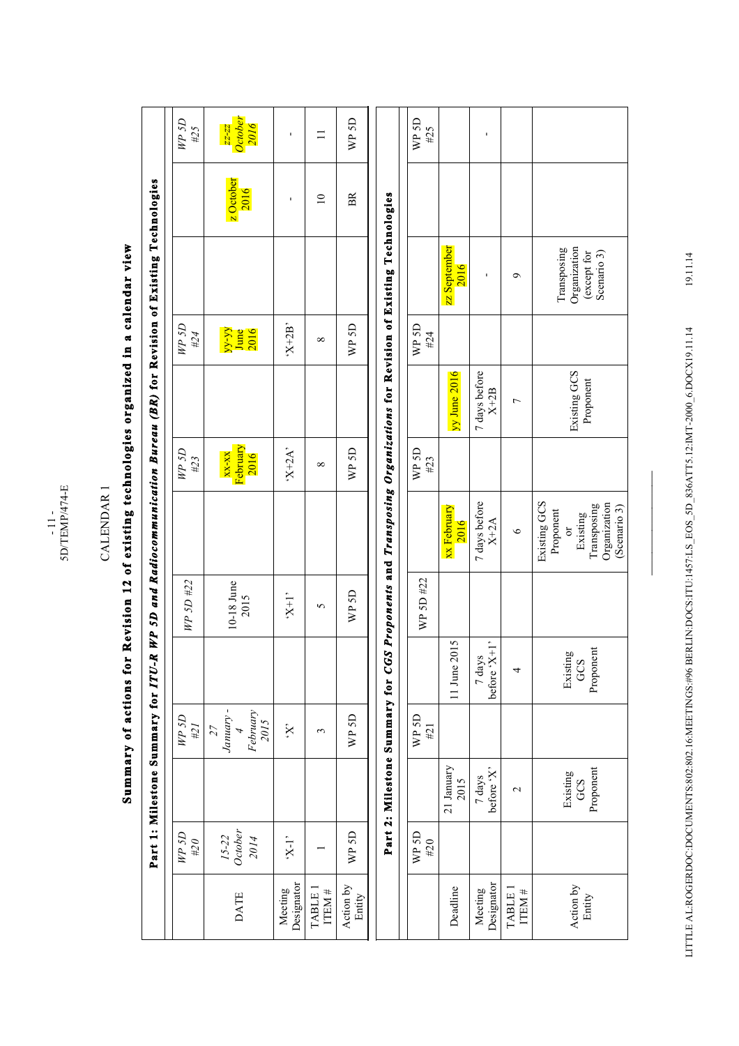# CALENDAR 1

## Summary of actions for Revision 12 of existing technologies organized in a calendar view

**Part 1: Milestone Summary for *ITU-R WP 5D and Radiocommunication Bureau (BR)* for Revision of Existing Technologies**

| | *WP 5D #20* | | *WP 5D #21* | | *WP 5D #22* | | *WP 5D #23* | | *WP 5D #24* | | | *WP 5D #25* |
|---|---|---|---|---|---|---|---|---|---|---|---|---|
| DATE | *15-22 October 2014* | | *27 January - 4 February 2015* | | 10-18 June 2015 | | xx-xx February 2016 | | yy-yy June 2016 | | z October 2016 | *zz-zz October 2016* |
| Meeting Designator | 'X-1' | | 'X' | | 'X+1' | | 'X+2A' | | 'X+2B' | | - | - |
| TABLE 1 ITEM # | 1 | | 3 | | 5 | | 8 | | 8 | | 10 | 11 |
| Action by Entity | WP 5D | | WP 5D | | WP 5D | | WP 5D | | WP 5D | | BR | WP 5D |

**Part 2: Milestone Summary for *CGS Proponents* and *Transposing Organizations* for Revision of Existing Technologies**

| | WP 5D #20 | | WP 5D #21 | | WP 5D #22 | | WP 5D #23 | | WP 5D #24 | | | WP 5D #25 |
|---|---|---|---|---|---|---|---|---|---|---|---|---|
| Deadline | | 21 January 2015 | | 11 June 2015 | | xx February 2016 | | yy June 2016 | | zz September 2016 | | |
| Meeting Designator | | 7 days before 'X' | | 7 days before 'X+1' | | 7 days before X+2A | | 7 days before X+2B | | - | | - |
| TABLE 1 ITEM # | | 2 | | 4 | | 6 | | 7 | | 9 | | |
| Action by Entity | | Existing GCS Proponent | | Existing GCS Proponent | | Existing GCS Proponent or Existing Transposing Organization (Scenario 3) | | Existing GCS Proponent | | Transposing Organization (except for Scenario 3) | | |

______________